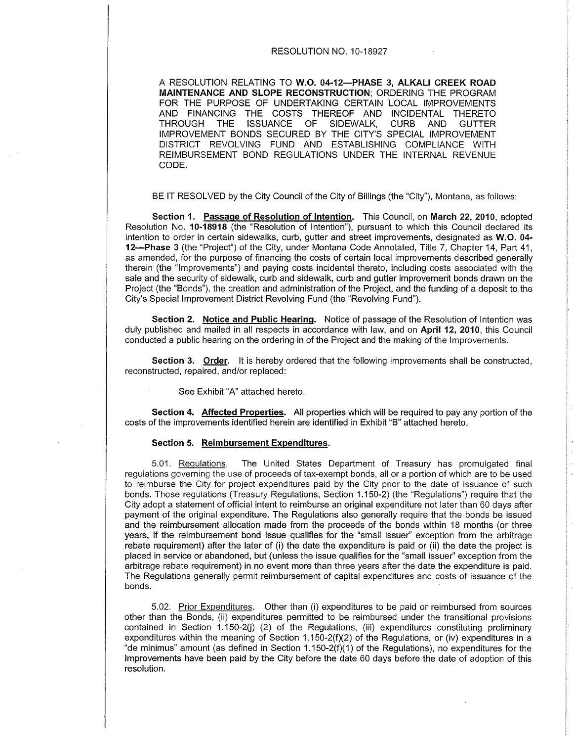# RESOLUTION NO. 10-18927

A RESOLUTION RELATING TO **W.O. 04-12—PHASE 3, ALKALI CREEK ROAD MAINTENANCE AND SLOPE RECONSTRUCTION**; ORDERING THE PROGRAM FOR THE PURPOSE OF UNDERTAKING CERTAIN LOCAL IMPROVEMENTS AND FINANCING THE COSTS THEREOF AND INCIDENTAL THERETO THROUGH THE ISSUANCE OF SIDEWALK, CURB AND GUTTER IMPROVEMENT BONDS SECURED BY THE CITY'S SPECIAL IMPROVEMENT DISTRICT REVOLVING FUND AND ESTABLISHING COMPLIANCE WITH REIMBURSEMENT BOND REGULATIONS UNDER THE INTERNAL REVENUE CODE.

BE IT RESOLVED by the City Council of the City of Billings (the "City"), Montana, as follows:

**Section 1. Passage of Resolution of Intention.** This Council, on **March 22, 2010**, adopted Resolution No. **10-18918** (the "Resolution of Intention"), pursuant to which this Council declared its intention to order in certain sidewalks, curb, gutter and street improvements, designated as **W.O. 04-12—Phase 3** (the "Project") of the City, under Montana Code Annotated, Title 7, Chapter 14, Part 41, as amended, for the purpose of financing the costs of certain local improvements described generally therein (the "Improvements") and paying costs incidental thereto, including costs associated with the sale and the security of sidewalk, curb and sidewalk, curb and gutter improvement bonds drawn on the Project (the "Bonds"), the creation and administration of the Project, and the funding of a deposit to the City's Special Improvement District Revolving Fund (the "Revolving Fund").

**Section 2. Notice and Public Hearing.** Notice of passage of the Resolution of Intention was duly published and mailed in all respects in accordance with law, and on **April 12, 2010**, this Council conducted a public hearing on the ordering in of the Project and the making of the Improvements.

**Section 3. Order.** It is hereby ordered that the following improvements shall be constructed, reconstructed, repaired, and/or replaced:

See Exhibit "A" attached hereto.

**Section 4. Affected Properties.** All properties which will be required to pay any portion of the costs of the improvements identified herein are identified in Exhibit "B" attached hereto.

**Section 5. Reimbursement Expenditures.**

5.01. Regulations. The United States Department of Treasury has promulgated final regulations governing the use of proceeds of tax-exempt bonds, all or a portion of which are to be used to reimburse the City for project expenditures paid by the City prior to the date of issuance of such bonds. Those regulations (Treasury Regulations, Section 1.150-2) (the "Regulations") require that the City adopt a statement of official intent to reimburse an original expenditure not later than 60 days after payment of the original expenditure. The Regulations also generally require that the bonds be issued and the reimbursement allocation made from the proceeds of the bonds within 18 months (or three years, if the reimbursement bond issue qualifies for the "small issuer" exception from the arbitrage rebate requirement) after the later of (i) the date the expenditure is paid or (ii) the date the project is placed in service or abandoned, but (unless the issue qualifies for the "small issuer" exception from the arbitrage rebate requirement) in no event more than three years after the date the expenditure is paid. The Regulations generally permit reimbursement of capital expenditures and costs of issuance of the bonds.

5.02. Prior Expenditures. Other than (i) expenditures to be paid or reimbursed from sources other than the Bonds, (ii) expenditures permitted to be reimbursed under the transitional provisions contained in Section 1.150-2(j) (2) of the Regulations, (iii) expenditures constituting preliminary expenditures within the meaning of Section 1.150-2(f)(2) of the Regulations, or (iv) expenditures in a "de minimus" amount (as defined in Section 1.150-2(f)(1) of the Regulations), no expenditures for the Improvements have been paid by the City before the date 60 days before the date of adoption of this resolution.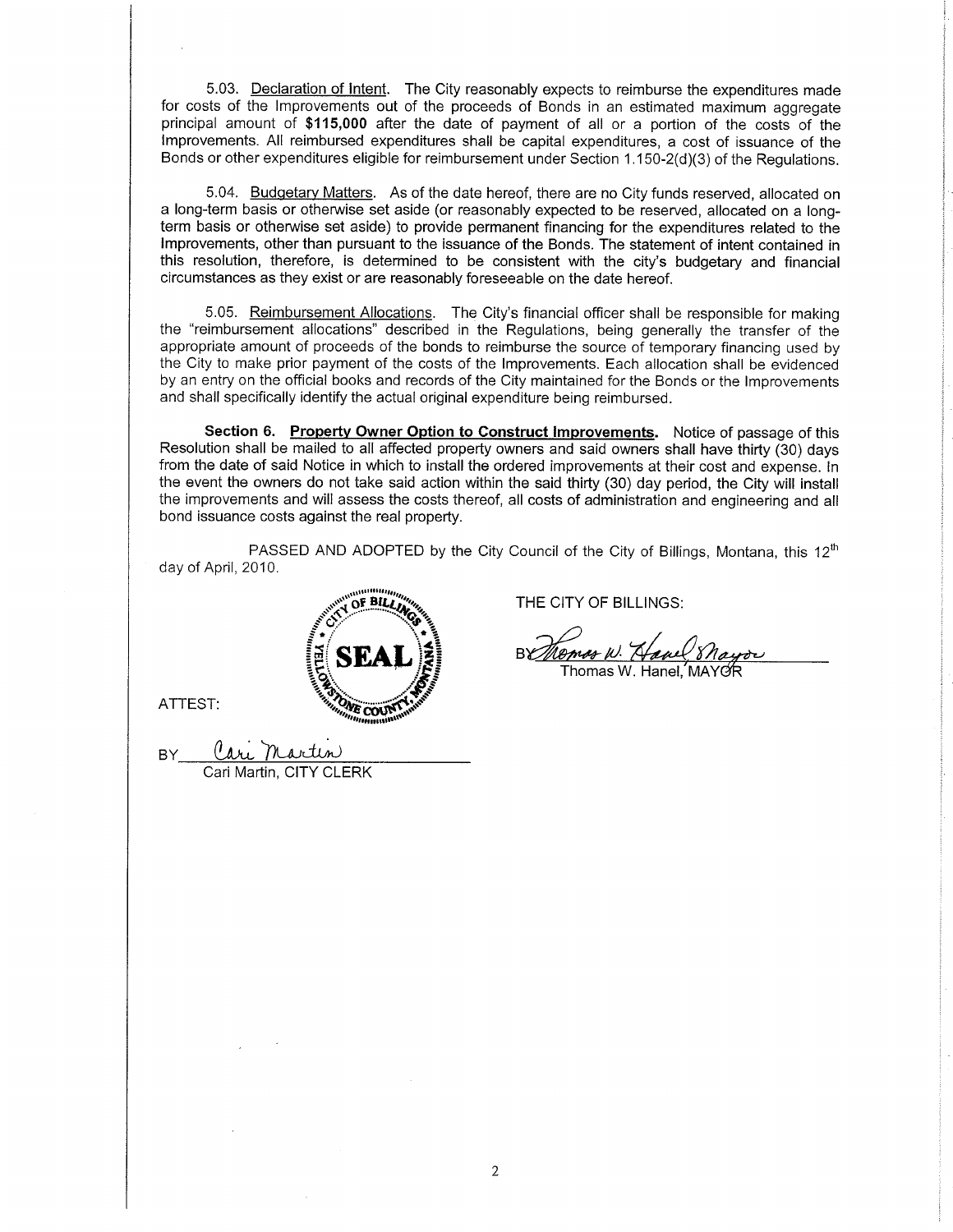5.03. Declaration of Intent. The City reasonably expects to reimburse the expenditures made for costs of the Improvements out of the proceeds of Bonds in an estimated maximum aggregate principal amount of **$115,000** after the date of payment of all or a portion of the costs of the Improvements. All reimbursed expenditures shall be capital expenditures, a cost of issuance of the Bonds or other expenditures eligible for reimbursement under Section 1.150-2(d)(3) of the Regulations.

5.04. Budgetary Matters. As of the date hereof, there are no City funds reserved, allocated on a long-term basis or otherwise set aside (or reasonably expected to be reserved, allocated on a long-term basis or otherwise set aside) to provide permanent financing for the expenditures related to the Improvements, other than pursuant to the issuance of the Bonds. The statement of intent contained in this resolution, therefore, is determined to be consistent with the city's budgetary and financial circumstances as they exist or are reasonably foreseeable on the date hereof.

5.05. Reimbursement Allocations. The City's financial officer shall be responsible for making the "reimbursement allocations" described in the Regulations, being generally the transfer of the appropriate amount of proceeds of the bonds to reimburse the source of temporary financing used by the City to make prior payment of the costs of the Improvements. Each allocation shall be evidenced by an entry on the official books and records of the City maintained for the Bonds or the Improvements and shall specifically identify the actual original expenditure being reimbursed.

**Section 6. Property Owner Option to Construct Improvements.** Notice of passage of this Resolution shall be mailed to all affected property owners and said owners shall have thirty (30) days from the date of said Notice in which to install the ordered improvements at their cost and expense. In the event the owners do not take said action within the said thirty (30) day period, the City will install the improvements and will assess the costs thereof, all costs of administration and engineering and all bond issuance costs against the real property.

PASSED AND ADOPTED by the City Council of the City of Billings, Montana, this 12th day of April, 2010.

THE CITY OF BILLINGS:

BY *Thomas W. Hanel, Mayor*
Thomas W. Hanel, MAYOR

SEAL — CITY OF BILLINGS, YELLOWSTONE COUNTY, MONTANA

ATTEST:

BY *Cari Martin*
Cari Martin, CITY CLERK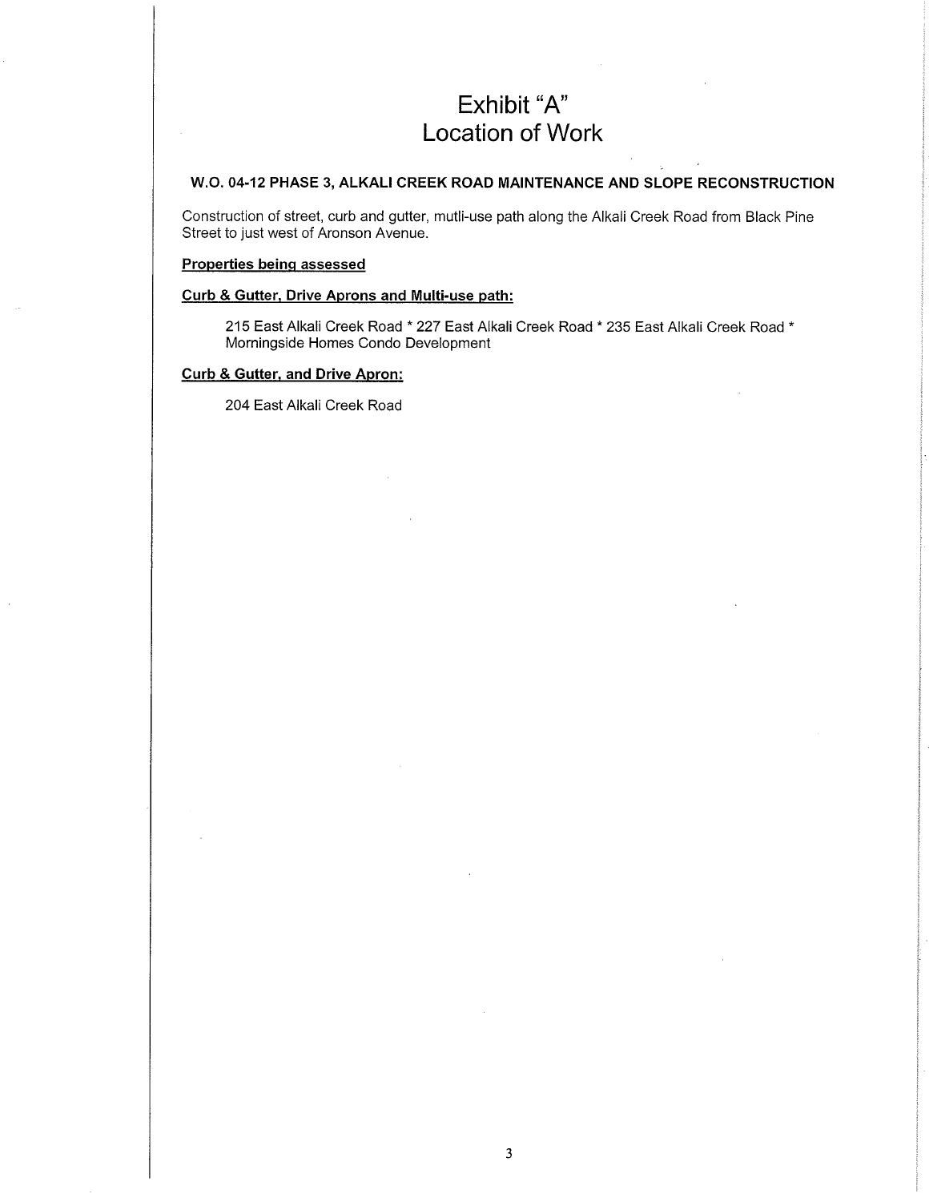# Exhibit "A"
# Location of Work

**W.O. 04-12 PHASE 3, ALKALI CREEK ROAD MAINTENANCE AND SLOPE RECONSTRUCTION**

Construction of street, curb and gutter, mutli-use path along the Alkali Creek Road from Black Pine Street to just west of Aronson Avenue.

**Properties being assessed**

**Curb & Gutter, Drive Aprons and Multi-use path:**

215 East Alkali Creek Road * 227 East Alkali Creek Road * 235 East Alkali Creek Road * Morningside Homes Condo Development

**Curb & Gutter, and Drive Apron:**

204 East Alkali Creek Road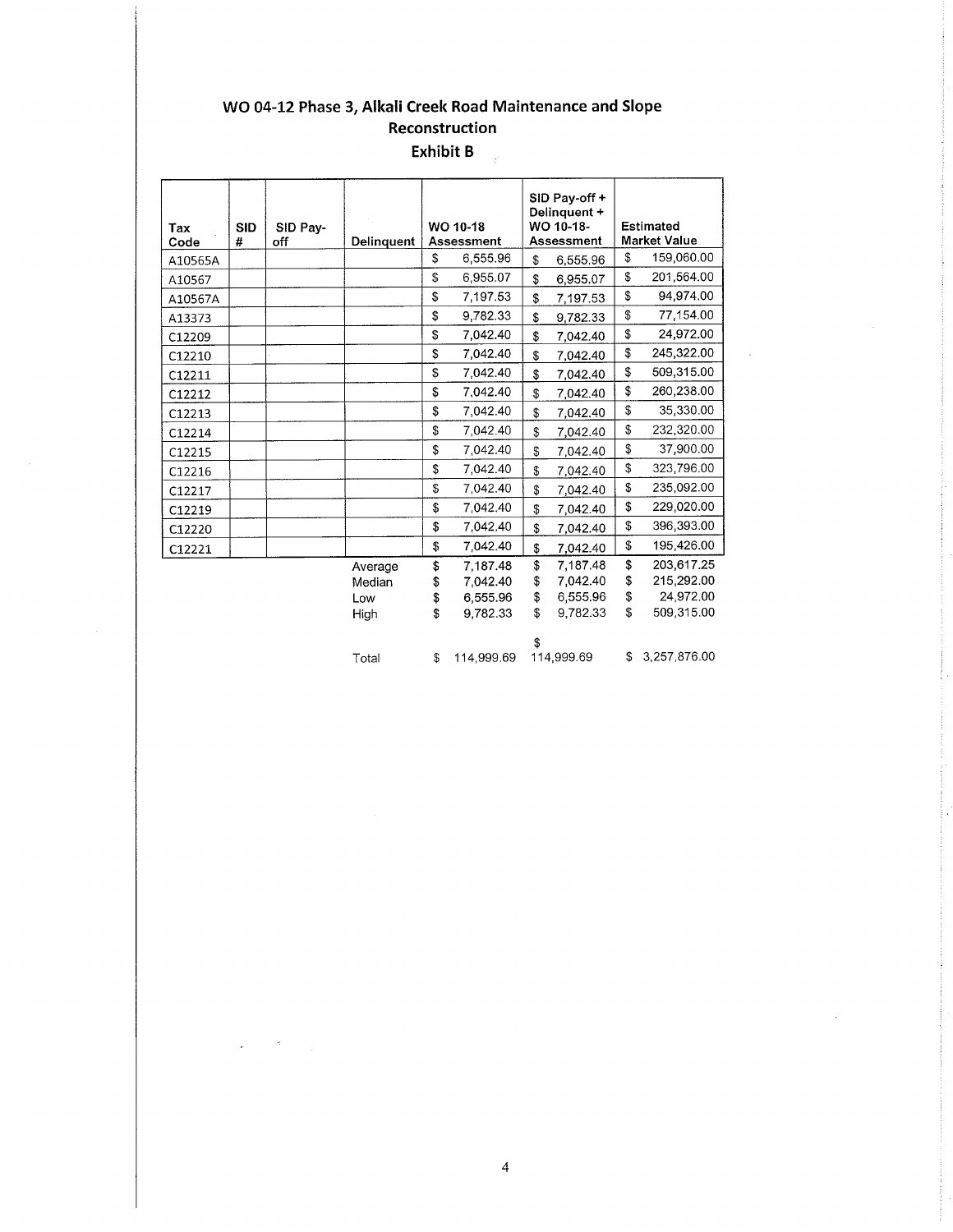## WO 04-12 Phase 3, Alkali Creek Road Maintenance and Slope Reconstruction

### Exhibit B

| Tax Code | SID # | SID Pay-off | Delinquent | WO 10-18 Assessment | SID Pay-off + Delinquent + WO 10-18-Assessment | Estimated Market Value |
|---|---|---|---|---|---|---|
| A10565A | | | | $ 6,555.96 | $ 6,555.96 | $ 159,060.00 |
| A10567 | | | | $ 6,955.07 | $ 6,955.07 | $ 201,564.00 |
| A10567A | | | | $ 7,197.53 | $ 7,197.53 | $ 94,974.00 |
| A13373 | | | | $ 9,782.33 | $ 9,782.33 | $ 77,154.00 |
| C12209 | | | | $ 7,042.40 | $ 7,042.40 | $ 24,972.00 |
| C12210 | | | | $ 7,042.40 | $ 7,042.40 | $ 245,322.00 |
| C12211 | | | | $ 7,042.40 | $ 7,042.40 | $ 509,315.00 |
| C12212 | | | | $ 7,042.40 | $ 7,042.40 | $ 260,238.00 |
| C12213 | | | | $ 7,042.40 | $ 7,042.40 | $ 35,330.00 |
| C12214 | | | | $ 7,042.40 | $ 7,042.40 | $ 232,320.00 |
| C12215 | | | | $ 7,042.40 | $ 7,042.40 | $ 37,900.00 |
| C12216 | | | | $ 7,042.40 | $ 7,042.40 | $ 323,796.00 |
| C12217 | | | | $ 7,042.40 | $ 7,042.40 | $ 235,092.00 |
| C12219 | | | | $ 7,042.40 | $ 7,042.40 | $ 229,020.00 |
| C12220 | | | | $ 7,042.40 | $ 7,042.40 | $ 396,393.00 |
| C12221 | | | | $ 7,042.40 | $ 7,042.40 | $ 195,426.00 |
| | | | Average | $ 7,187.48 | $ 7,187.48 | $ 203,617.25 |
| | | | Median | $ 7,042.40 | $ 7,042.40 | $ 215,292.00 |
| | | | Low | $ 6,555.96 | $ 6,555.96 | $ 24,972.00 |
| | | | High | $ 9,782.33 | $ 9,782.33 | $ 509,315.00 |
| | | | Total | $ 114,999.69 | $ 114,999.69 | $ 3,257,876.00 |